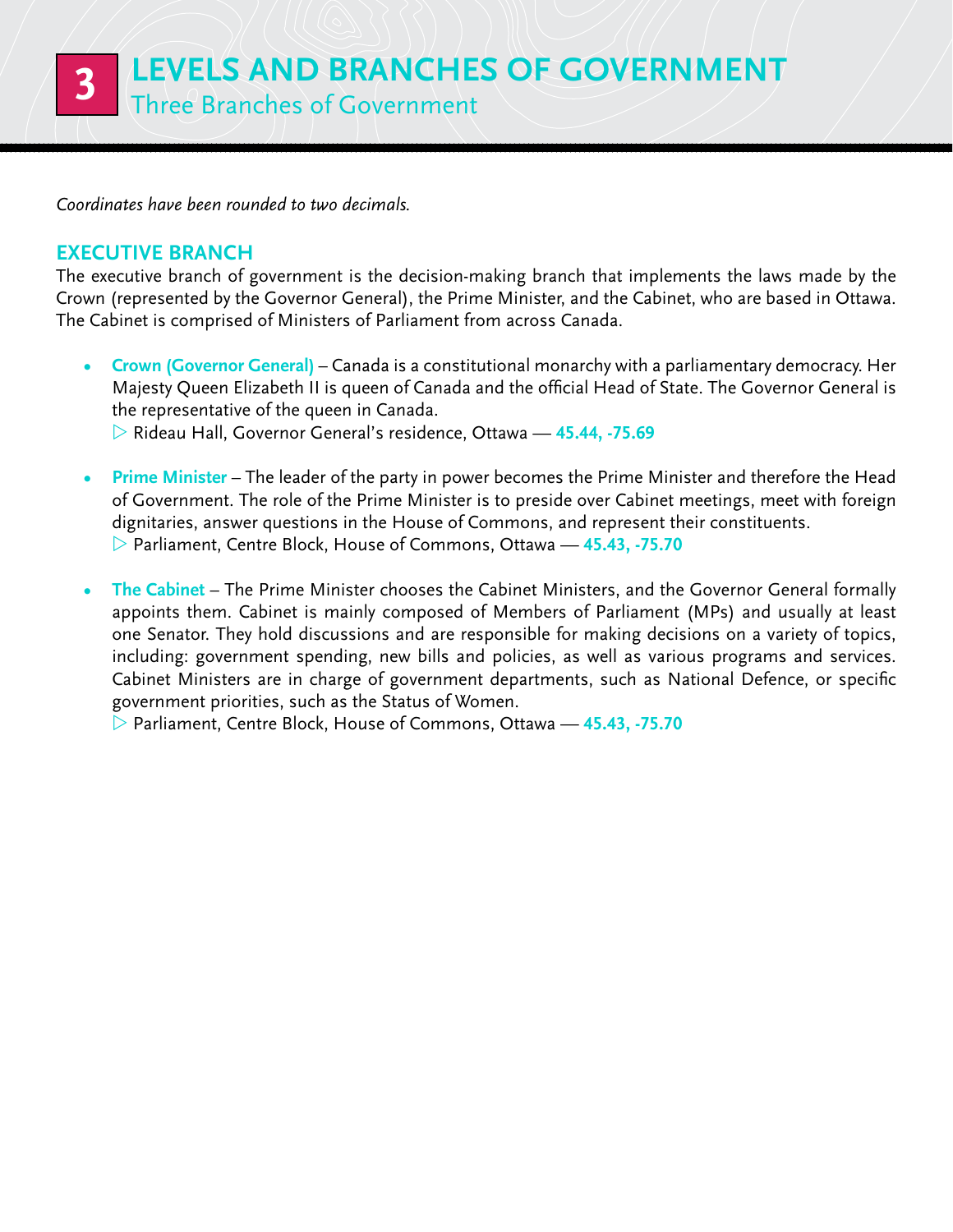# 3 LEVELS AND BRANCHES OF GOVERNMENT

## Three Branches of Government

*Coordinates have been rounded to two decimals.*

### EXECUTIVE BRANCH

The executive branch of government is the decision-making branch that implements the laws made by the Crown (represented by the Governor General), the Prime Minister, and the Cabinet, who are based in Ottawa. The Cabinet is comprised of Ministers of Parliament from across Canada.

- **Crown (Governor General)** – Canada is a constitutional monarchy with a parliamentary democracy. Her Majesty Queen Elizabeth II is queen of Canada and the official Head of State. The Governor General is the representative of the queen in Canada.
  ▷ Rideau Hall, Governor General's residence, Ottawa — **45.44, -75.69**

- **Prime Minister** – The leader of the party in power becomes the Prime Minister and therefore the Head of Government. The role of the Prime Minister is to preside over Cabinet meetings, meet with foreign dignitaries, answer questions in the House of Commons, and represent their constituents.
  ▷ Parliament, Centre Block, House of Commons, Ottawa — **45.43, -75.70**

- **The Cabinet** – The Prime Minister chooses the Cabinet Ministers, and the Governor General formally appoints them. Cabinet is mainly composed of Members of Parliament (MPs) and usually at least one Senator. They hold discussions and are responsible for making decisions on a variety of topics, including: government spending, new bills and policies, as well as various programs and services. Cabinet Ministers are in charge of government departments, such as National Defence, or specific government priorities, such as the Status of Women.
  ▷ Parliament, Centre Block, House of Commons, Ottawa — **45.43, -75.70**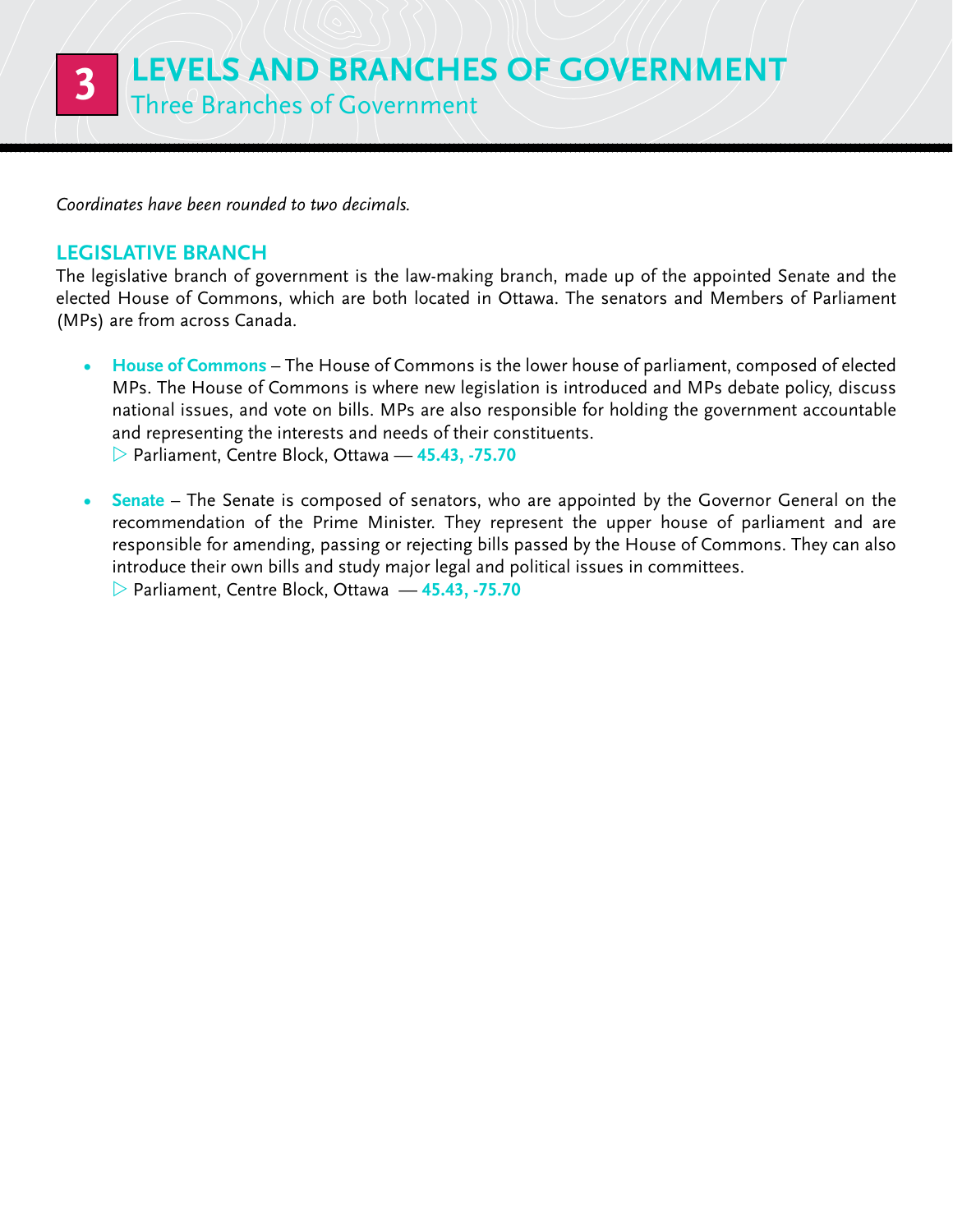# 3 LEVELS AND BRANCHES OF GOVERNMENT

## Three Branches of Government

*Coordinates have been rounded to two decimals.*

### LEGISLATIVE BRANCH

The legislative branch of government is the law-making branch, made up of the appointed Senate and the elected House of Commons, which are both located in Ottawa. The senators and Members of Parliament (MPs) are from across Canada.

- **House of Commons** – The House of Commons is the lower house of parliament, composed of elected MPs. The House of Commons is where new legislation is introduced and MPs debate policy, discuss national issues, and vote on bills. MPs are also responsible for holding the government accountable and representing the interests and needs of their constituents.
  ▷ Parliament, Centre Block, Ottawa — **45.43, -75.70**

- **Senate** – The Senate is composed of senators, who are appointed by the Governor General on the recommendation of the Prime Minister. They represent the upper house of parliament and are responsible for amending, passing or rejecting bills passed by the House of Commons. They can also introduce their own bills and study major legal and political issues in committees.
  ▷ Parliament, Centre Block, Ottawa — **45.43, -75.70**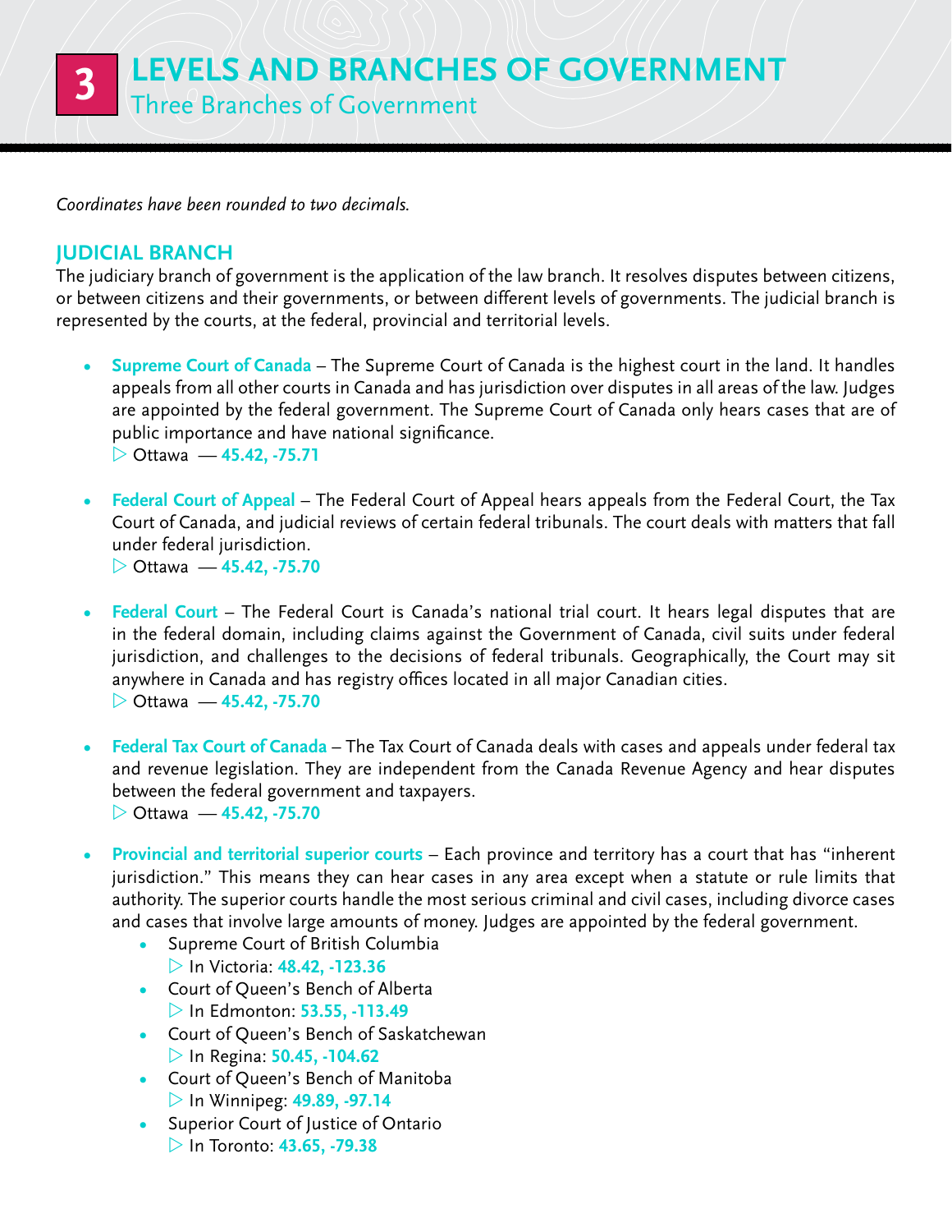# 3 LEVELS AND BRANCHES OF GOVERNMENT

## Three Branches of Government

*Coordinates have been rounded to two decimals.*

### JUDICIAL BRANCH

The judiciary branch of government is the application of the law branch. It resolves disputes between citizens, or between citizens and their governments, or between different levels of governments. The judicial branch is represented by the courts, at the federal, provincial and territorial levels.

- **Supreme Court of Canada** – The Supreme Court of Canada is the highest court in the land. It handles appeals from all other courts in Canada and has jurisdiction over disputes in all areas of the law. Judges are appointed by the federal government. The Supreme Court of Canada only hears cases that are of public importance and have national significance.
  ▷ Ottawa — **45.42, -75.71**

- **Federal Court of Appeal** – The Federal Court of Appeal hears appeals from the Federal Court, the Tax Court of Canada, and judicial reviews of certain federal tribunals. The court deals with matters that fall under federal jurisdiction.
  ▷ Ottawa — **45.42, -75.70**

- **Federal Court** – The Federal Court is Canada's national trial court. It hears legal disputes that are in the federal domain, including claims against the Government of Canada, civil suits under federal jurisdiction, and challenges to the decisions of federal tribunals. Geographically, the Court may sit anywhere in Canada and has registry offices located in all major Canadian cities.
  ▷ Ottawa — **45.42, -75.70**

- **Federal Tax Court of Canada** – The Tax Court of Canada deals with cases and appeals under federal tax and revenue legislation. They are independent from the Canada Revenue Agency and hear disputes between the federal government and taxpayers.
  ▷ Ottawa — **45.42, -75.70**

- **Provincial and territorial superior courts** – Each province and territory has a court that has "inherent jurisdiction." This means they can hear cases in any area except when a statute or rule limits that authority. The superior courts handle the most serious criminal and civil cases, including divorce cases and cases that involve large amounts of money. Judges are appointed by the federal government.
  - Supreme Court of British Columbia
    ▷ In Victoria: **48.42, -123.36**
  - Court of Queen's Bench of Alberta
    ▷ In Edmonton: **53.55, -113.49**
  - Court of Queen's Bench of Saskatchewan
    ▷ In Regina: **50.45, -104.62**
  - Court of Queen's Bench of Manitoba
    ▷ In Winnipeg: **49.89, -97.14**
  - Superior Court of Justice of Ontario
    ▷ In Toronto: **43.65, -79.38**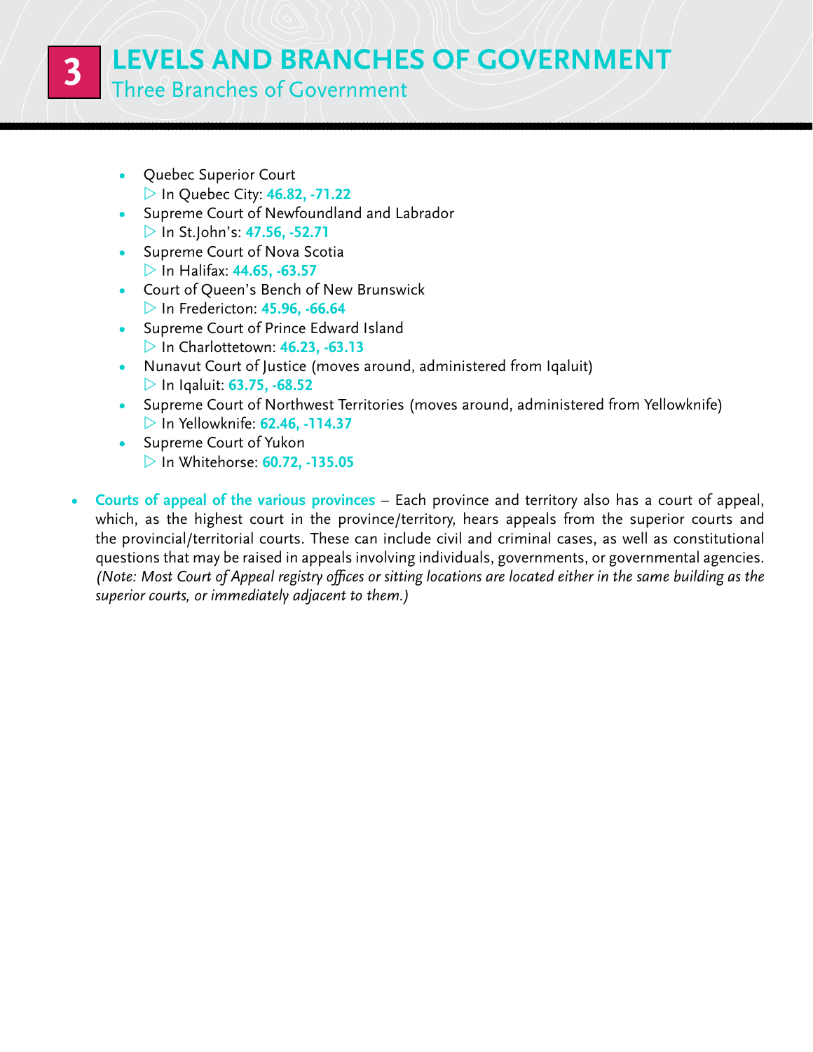# 3 LEVELS AND BRANCHES OF GOVERNMENT

## Three Branches of Government

- Quebec Superior Court
  - ▷ In Quebec City: **46.82, -71.22**
- Supreme Court of Newfoundland and Labrador
  - ▷ In St.John's: **47.56, -52.71**
- Supreme Court of Nova Scotia
  - ▷ In Halifax: **44.65, -63.57**
- Court of Queen's Bench of New Brunswick
  - ▷ In Fredericton: **45.96, -66.64**
- Supreme Court of Prince Edward Island
  - ▷ In Charlottetown: **46.23, -63.13**
- Nunavut Court of Justice (moves around, administered from Iqaluit)
  - ▷ In Iqaluit: **63.75, -68.52**
- Supreme Court of Northwest Territories (moves around, administered from Yellowknife)
  - ▷ In Yellowknife: **62.46, -114.37**
- Supreme Court of Yukon
  - ▷ In Whitehorse: **60.72, -135.05**

- **Courts of appeal of the various provinces** – Each province and territory also has a court of appeal, which, as the highest court in the province/territory, hears appeals from the superior courts and the provincial/territorial courts. These can include civil and criminal cases, as well as constitutional questions that may be raised in appeals involving individuals, governments, or governmental agencies. *(Note: Most Court of Appeal registry offices or sitting locations are located either in the same building as the superior courts, or immediately adjacent to them.)*